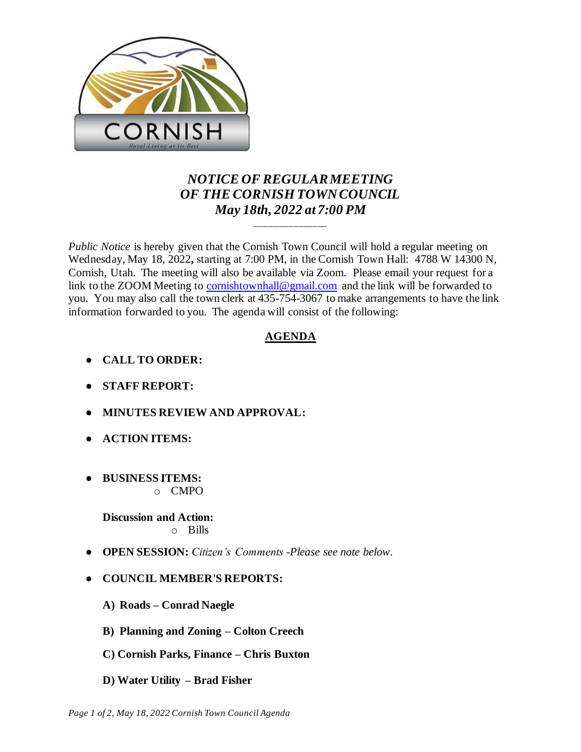# *NOTICE OF REGULAR MEETING OF THE CORNISH TOWN COUNCIL May 18th, 2022 at 7:00 PM*

*Public Notice* is hereby given that the Cornish Town Council will hold a regular meeting on Wednesday, May 18, 2022**,** starting at 7:00 PM, in the Cornish Town Hall: 4788 W 14300 N, Cornish, Utah. The meeting will also be available via Zoom. Please email your request for a link to the ZOOM Meeting to cornishtownhall@gmail.com and the link will be forwarded to you. You may also call the town clerk at 435-754-3067 to make arrangements to have the link information forwarded to you. The agenda will consist of the following:

## AGENDA

- **CALL TO ORDER:**
- **STAFF REPORT:**
- **MINUTES REVIEW AND APPROVAL:**
- **ACTION ITEMS:**
- **BUSINESS ITEMS:**
  - CMPO

  **Discussion and Action:**
  - Bills
- **OPEN SESSION:** *Citizen's Comments -Please see note below.*
- **COUNCIL MEMBER'S REPORTS:**

  **A) Roads – Conrad Naegle**

  **B) Planning and Zoning – Colton Creech**

  **C) Cornish Parks, Finance – Chris Buxton**

  **D) Water Utility – Brad Fisher**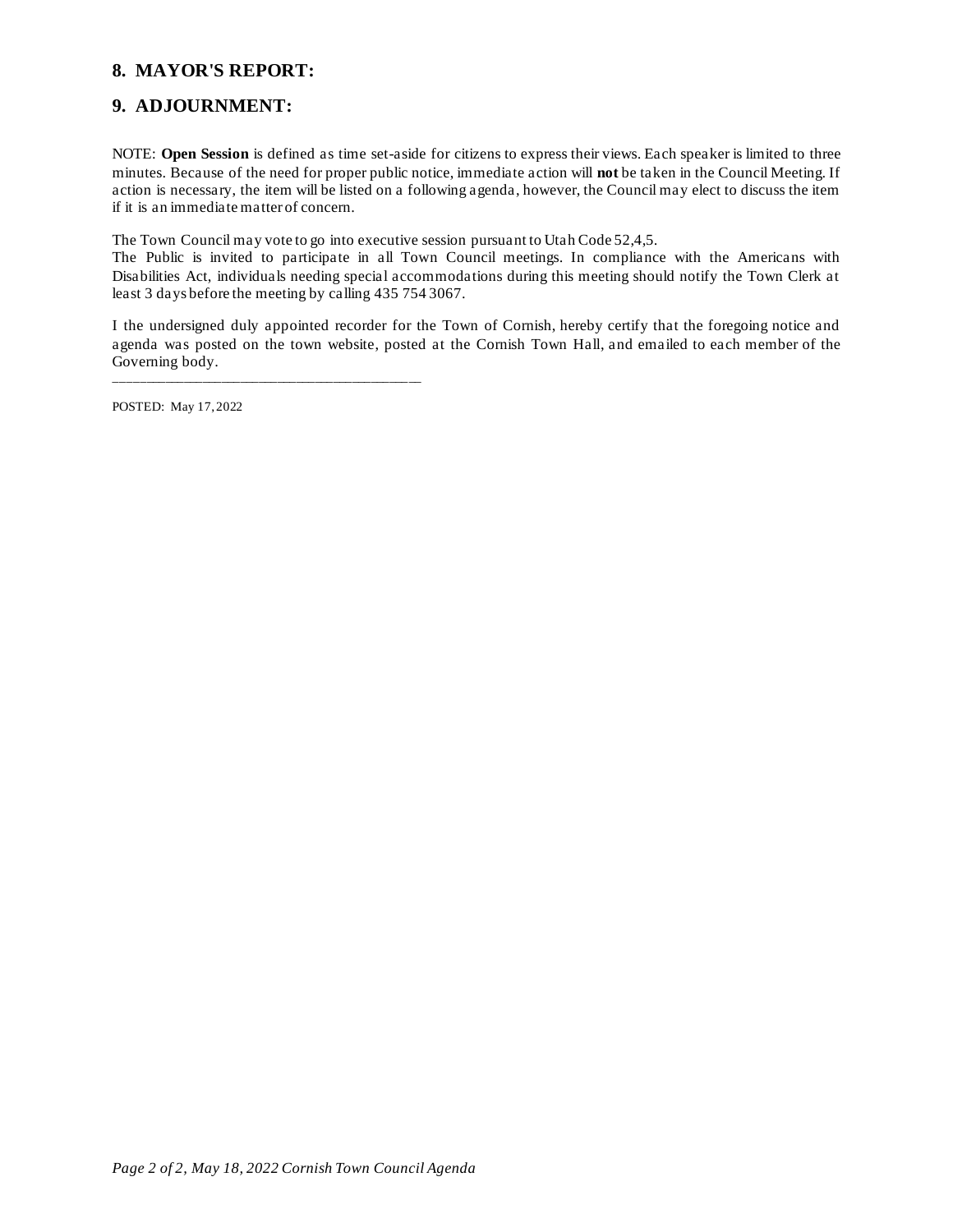## 8. MAYOR'S REPORT:

## 9. ADJOURNMENT:

NOTE: **Open Session** is defined as time set-aside for citizens to express their views. Each speaker is limited to three minutes. Because of the need for proper public notice, immediate action will **not** be taken in the Council Meeting. If action is necessary, the item will be listed on a following agenda, however, the Council may elect to discuss the item if it is an immediate matter of concern.

The Town Council may vote to go into executive session pursuant to Utah Code 52,4,5.
The Public is invited to participate in all Town Council meetings. In compliance with the Americans with Disabilities Act, individuals needing special accommodations during this meeting should notify the Town Clerk at least 3 days before the meeting by calling 435 754 3067.

I the undersigned duly appointed recorder for the Town of Cornish, hereby certify that the foregoing notice and agenda was posted on the town website, posted at the Cornish Town Hall, and emailed to each member of the Governing body.

\_\_\_\_\_\_\_\_\_\_\_\_\_\_\_\_\_\_\_\_\_\_\_\_\_\_\_\_\_\_\_\_\_\_\_\_\_\_\_\_

POSTED: May 17, 2022